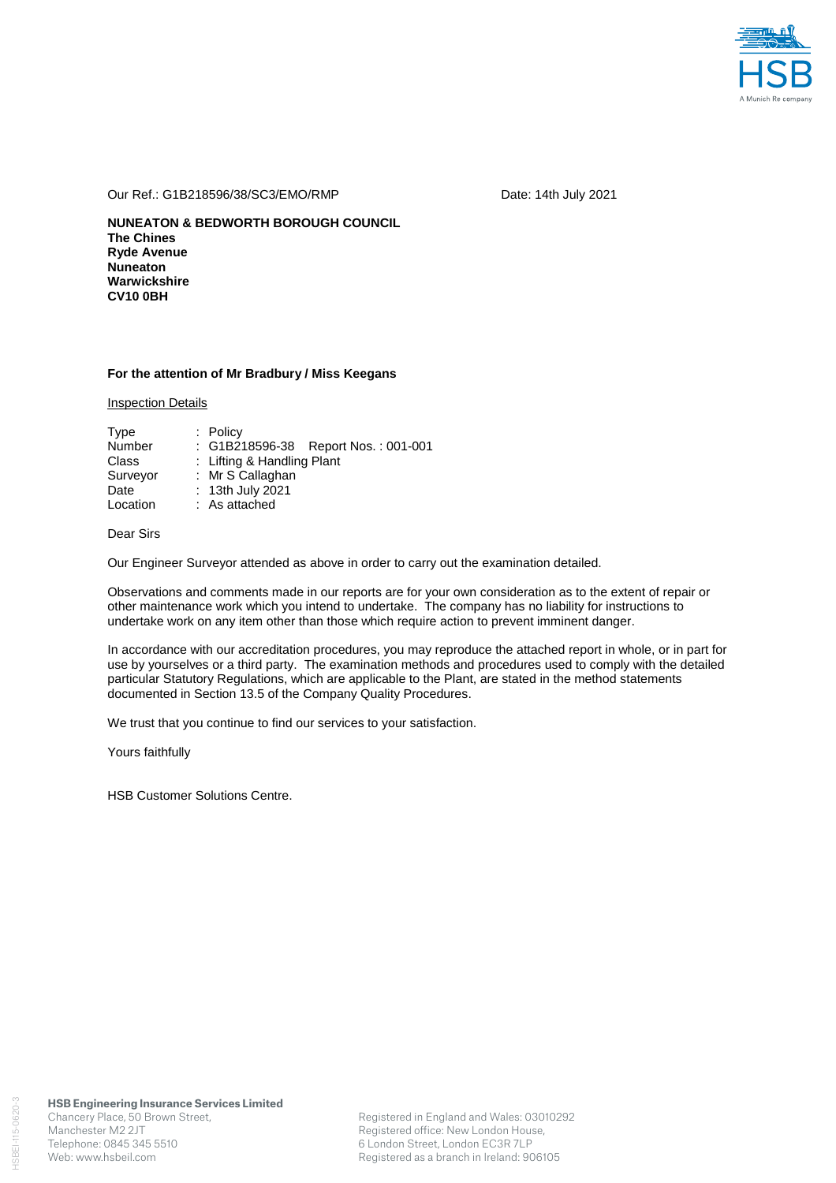HSB

A Munich Re company

Our Ref.: G1B218596/38/SC3/EMO/RMP

Date: 14th July 2021

**NUNEATON & BEDWORTH BOROUGH COUNCIL**
**The Chines**
**Ryde Avenue**
**Nuneaton**
**Warwickshire**
**CV10 0BH**

**For the attention of Mr Bradbury / Miss Keegans**

Inspection Details

| | |
|---|---|
| Type | : Policy |
| Number | : G1B218596-38 Report Nos. : 001-001 |
| Class | : Lifting & Handling Plant |
| Surveyor | : Mr S Callaghan |
| Date | : 13th July 2021 |
| Location | : As attached |

Dear Sirs

Our Engineer Surveyor attended as above in order to carry out the examination detailed.

Observations and comments made in our reports are for your own consideration as to the extent of repair or other maintenance work which you intend to undertake. The company has no liability for instructions to undertake work on any item other than those which require action to prevent imminent danger.

In accordance with our accreditation procedures, you may reproduce the attached report in whole, or in part for use by yourselves or a third party. The examination methods and procedures used to comply with the detailed particular Statutory Regulations, which are applicable to the Plant, are stated in the method statements documented in Section 13.5 of the Company Quality Procedures.

We trust that you continue to find our services to your satisfaction.

Yours faithfully

HSB Customer Solutions Centre.

**HSB Engineering Insurance Services Limited**
Chancery Place, 50 Brown Street,
Manchester M2 2JT
Telephone: 0845 345 5510
Web: www.hsbeil.com

Registered in England and Wales: 03010292
Registered office: New London House,
6 London Street, London EC3R 7LP
Registered as a branch in Ireland: 906105

HSBEI-115-0620-3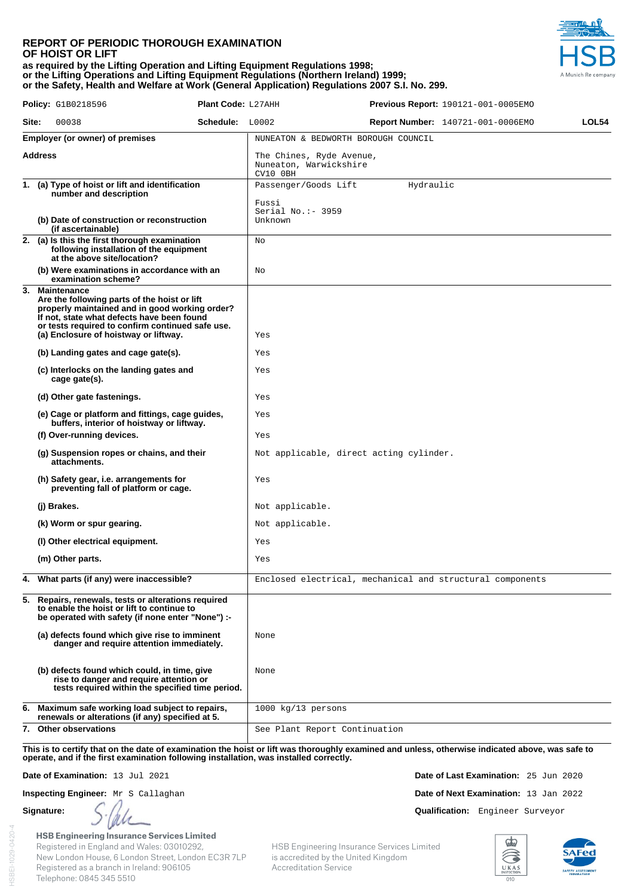# REPORT OF PERIODIC THOROUGH EXAMINATION OF HOIST OR LIFT

**as required by the Lifting Operation and Lifting Equipment Regulations 1998; or the Lifting Operations and Lifting Equipment Regulations (Northern Ireland) 1999; or the Safety, Health and Welfare at Work (General Application) Regulations 2007 S.I. No. 299.**

HSB
A Munich Re company

| | | | |
|---|---|---|---|
| **Policy:** G1B0218596 | **Plant Code:** L27AHH | **Previous Report:** 190121-001-0005EMO | |
| **Site:** 00038 | **Schedule:** L0002 | **Report Number:** 140721-001-0006EMO | **LOL54** |

| | |
|---|---|
| **Employer (or owner) of premises** | NUNEATON & BEDWORTH BOROUGH COUNCIL |
| **Address** | The Chines, Ryde Avenue, Nuneaton, Warwickshire CV10 0BH |
| **1. (a) Type of hoist or lift and identification number and description** | Passenger/Goods Lift Hydraulic<br>Fussi<br>Serial No.:- 3959 |
| **(b) Date of construction or reconstruction (if ascertainable)** | Unknown |
| **2. (a) Is this the first thorough examination following installation of the equipment at the above site/location?** | No |
| **(b) Were examinations in accordance with an examination scheme?** | No |
| **3. Maintenance** Are the following parts of the hoist or lift properly maintained and in good working order? If not, state what defects have been found or tests required to confirm continued safe use. **(a) Enclosure of hoistway or liftway.** | Yes |
| **(b) Landing gates and cage gate(s).** | Yes |
| **(c) Interlocks on the landing gates and cage gate(s).** | Yes |
| **(d) Other gate fastenings.** | Yes |
| **(e) Cage or platform and fittings, cage guides, buffers, interior of hoistway or liftway.** | Yes |
| **(f) Over-running devices.** | Yes |
| **(g) Suspension ropes or chains, and their attachments.** | Not applicable, direct acting cylinder. |
| **(h) Safety gear, i.e. arrangements for preventing fall of platform or cage.** | Yes |
| **(j) Brakes.** | Not applicable. |
| **(k) Worm or spur gearing.** | Not applicable. |
| **(l) Other electrical equipment.** | Yes |
| **(m) Other parts.** | Yes |
| **4. What parts (if any) were inaccessible?** | Enclosed electrical, mechanical and structural components |
| **5. Repairs, renewals, tests or alterations required to enable the hoist or lift to continue to be operated with safety (if none enter "None") :-** | |
| **(a) defects found which give rise to imminent danger and require attention immediately.** | None |
| **(b) defects found which could, in time, give rise to danger and require attention or tests required within the specified time period.** | None |
| **6. Maximum safe working load subject to repairs, renewals or alterations (if any) specified at 5.** | 1000 kg/13 persons |
| **7. Other observations** | See Plant Report Continuation |

**This is to certify that on the date of examination the hoist or lift was thoroughly examined and unless, otherwise indicated above, was safe to operate, and if the first examination following installation, was installed correctly.**

**Date of Examination:** 13 Jul 2021
**Date of Last Examination:** 25 Jun 2020

**Inspecting Engineer:** Mr S Callaghan
**Date of Next Examination:** 13 Jan 2022

**Signature:** S. Calle
**Qualification:** Engineer Surveyor

**HSB Engineering Insurance Services Limited**
Registered in England and Wales: 03010292,
New London House, 6 London Street, London EC3R 7LP
Registered as a branch in Ireland: 906105
Telephone: 0845 345 5510

HSB Engineering Insurance Services Limited is accredited by the United Kingdom Accreditation Service

UKAS INSPECTION 010

SAFed SAFETY ASSESSMENT FEDERATION

HSBEI-1029-0420-4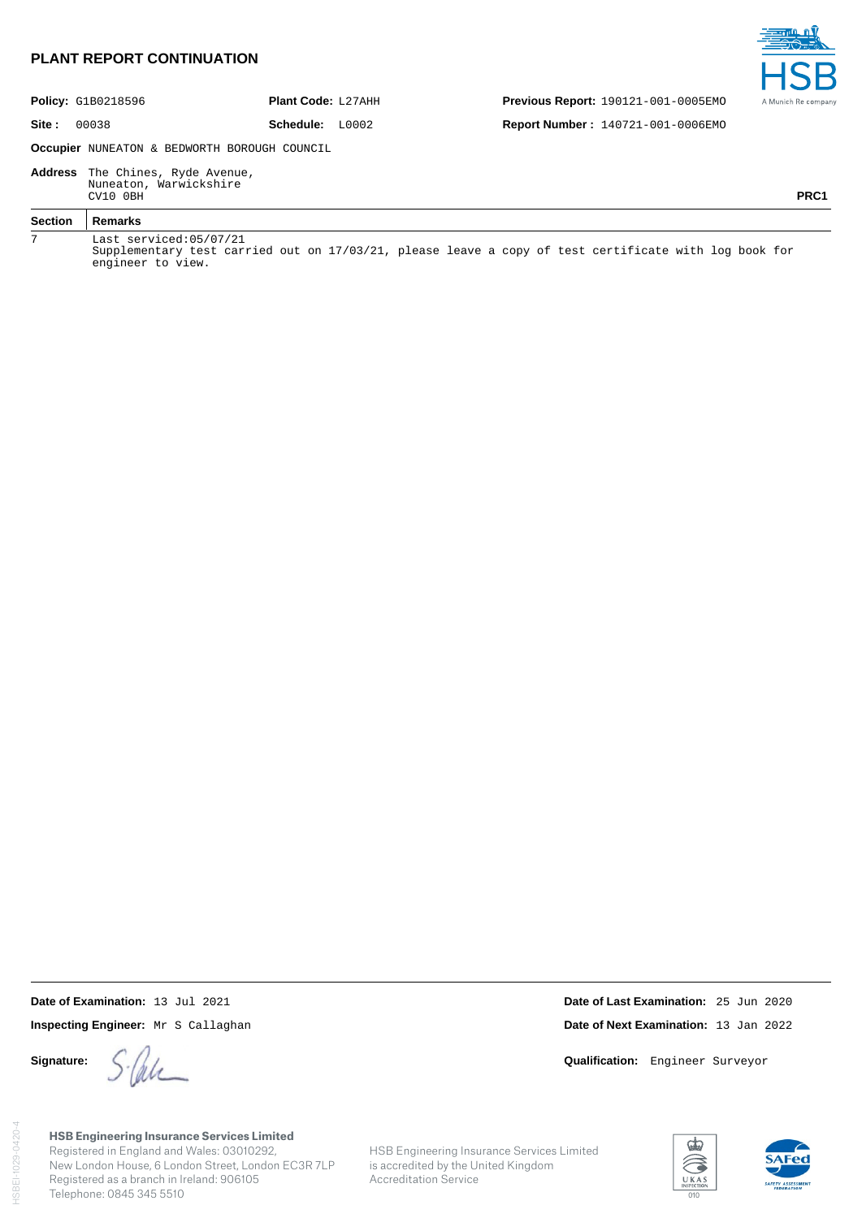# PLANT REPORT CONTINUATION

**Policy:** G1B0218596 **Plant Code:** L27AHH **Previous Report:** 190121-001-0005EMO

**Site :** 00038 **Schedule:** L0002 **Report Number :** 140721-001-0006EMO

**Occupier** NUNEATON & BEDWORTH BOROUGH COUNCIL

**Address** The Chines, Ryde Avenue,
Nuneaton, Warwickshire
CV10 0BH

**PRC1**

| Section | Remarks |
|---|---|
| 7 | Last serviced:05/07/21<br>Supplementary test carried out on 17/03/21, please leave a copy of test certificate with log book for engineer to view. |

**Date of Examination:** 13 Jul 2021

**Inspecting Engineer:** Mr S Callaghan

**Signature:** S. Calle

**Date of Last Examination:** 25 Jun 2020

**Date of Next Examination:** 13 Jan 2022

**Qualification:** Engineer Surveyor

**HSB Engineering Insurance Services Limited**
Registered in England and Wales: 03010292,
New London House, 6 London Street, London EC3R 7LP
Registered as a branch in Ireland: 906105
Telephone: 0845 345 5510

HSB Engineering Insurance Services Limited
is accredited by the United Kingdom
Accreditation Service

HSBEI-1029-0420-4